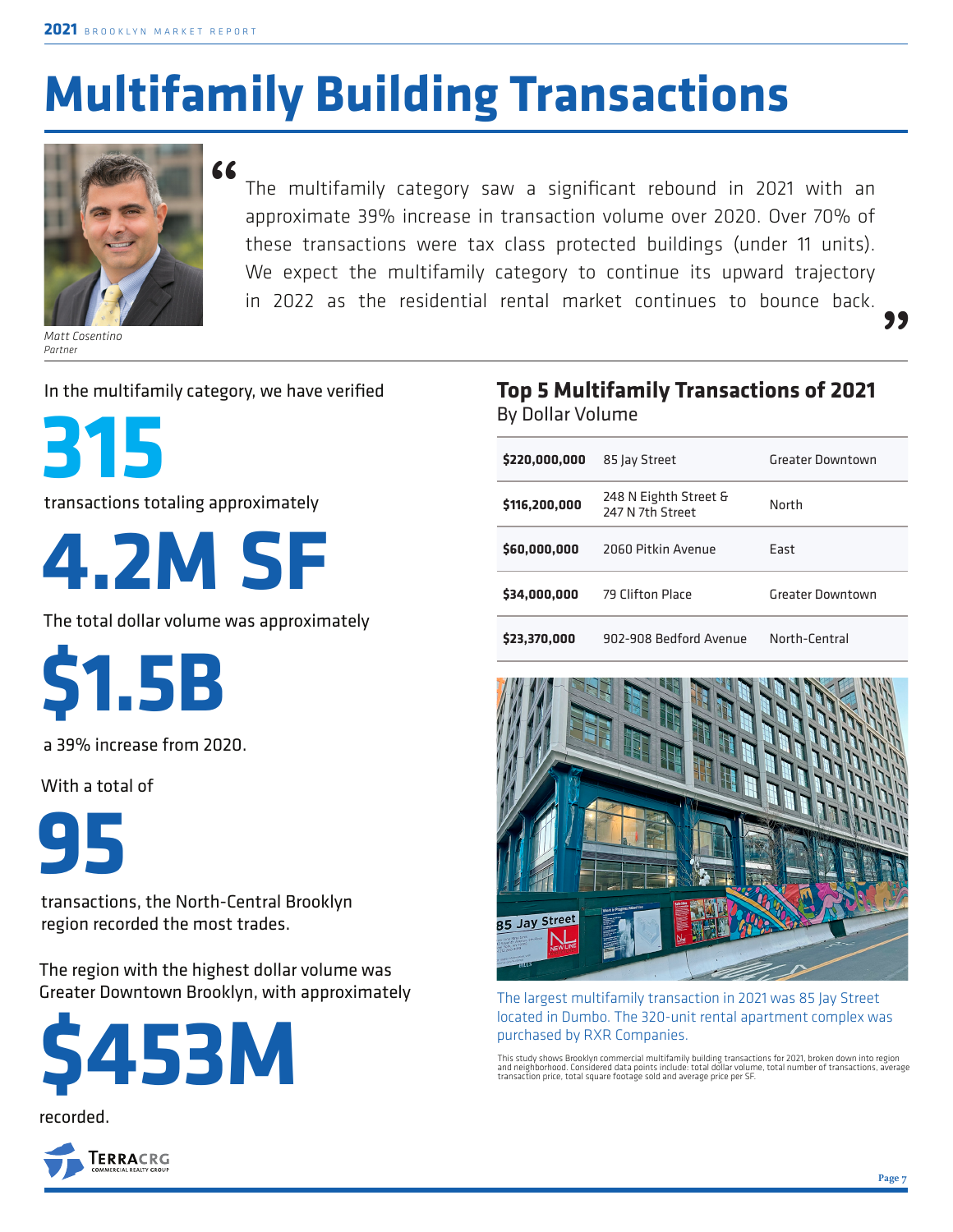# Multifamily Building Transactions

> "The multifamily category saw a significant rebound in 2021 with an approximate 39% increase in transaction volume over 2020. Over 70% of these transactions were tax class protected buildings (under 11 units). We expect the multifamily category to continue its upward trajectory in 2022 as the residential rental market continues to bounce back."

*Matt Cosentino*
*Partner*

In the multifamily category, we have verified

**315**

transactions totaling approximately

**4.2M SF**

The total dollar volume was approximately

**$1.5B**

a 39% increase from 2020.

With a total of

**95**

transactions, the North-Central Brooklyn region recorded the most trades.

The region with the highest dollar volume was Greater Downtown Brooklyn, with approximately

**$453M**

recorded.

## Top 5 Multifamily Transactions of 2021

By Dollar Volume

| Price | Address | Region |
|---|---|---|
| **$220,000,000** | 85 Jay Street | Greater Downtown |
| **$116,200,000** | 248 N Eighth Street & 247 N 7th Street | North |
| **$60,000,000** | 2060 Pitkin Avenue | East |
| **$34,000,000** | 79 Clifton Place | Greater Downtown |
| **$23,370,000** | 902-908 Bedford Avenue | North-Central |

The largest multifamily transaction in 2021 was 85 Jay Street located in Dumbo. The 320-unit rental apartment complex was purchased by RXR Companies.

This study shows Brooklyn commercial multifamily building transactions for 2021, broken down into region and neighborhood. Considered data points include: total dollar volume, total number of transactions, average transaction price, total square footage sold and average price per SF.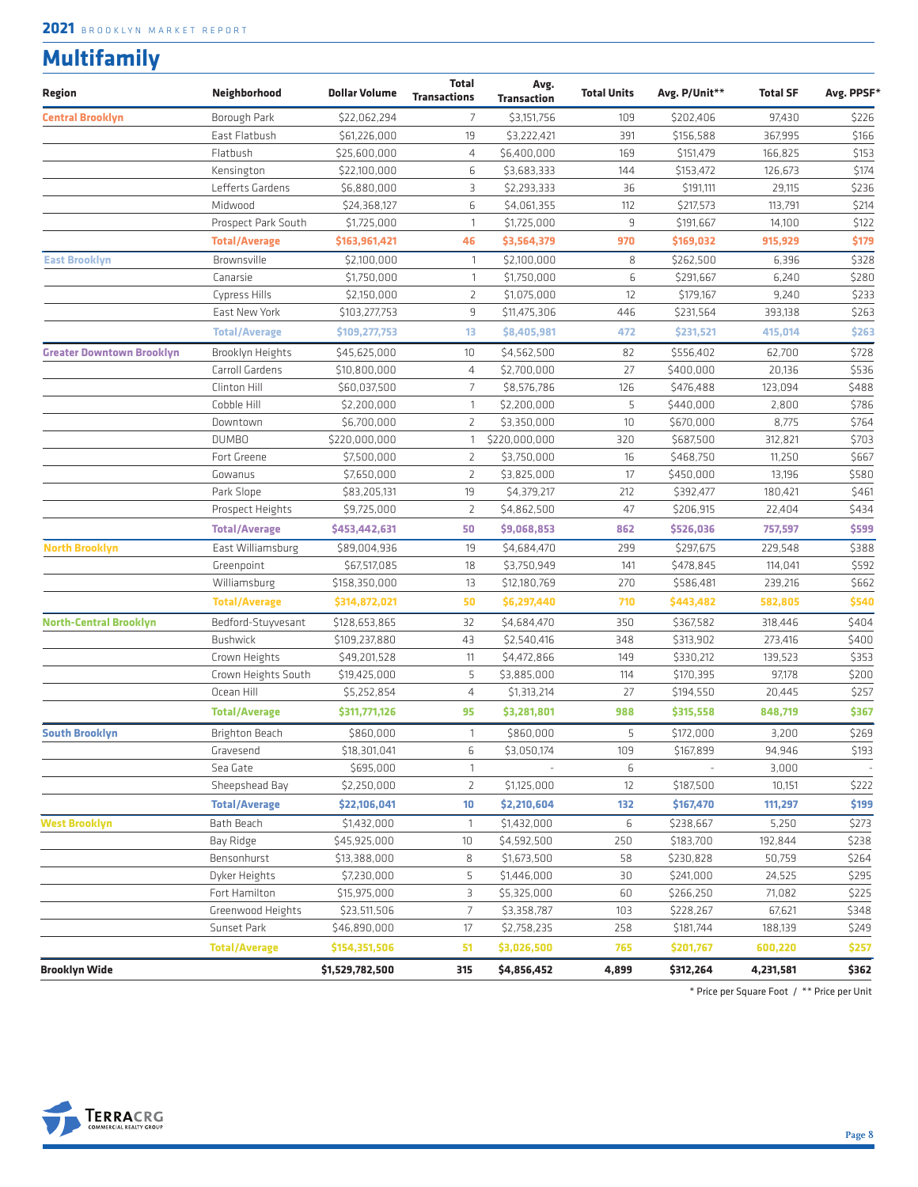## Multifamily

| Region | Neighborhood | Dollar Volume | Total Transactions | Avg. Transaction | Total Units | Avg. P/Unit** | Total SF | Avg. PPSF* |
|---|---|---|---|---|---|---|---|---|
| Central Brooklyn | Borough Park | $22,062,294 | 7 | $3,151,756 | 109 | $202,406 | 97,430 | $226 |
| | East Flatbush | $61,226,000 | 19 | $3,222,421 | 391 | $156,588 | 367,995 | $166 |
| | Flatbush | $25,600,000 | 4 | $6,400,000 | 169 | $151,479 | 166,825 | $153 |
| | Kensington | $22,100,000 | 6 | $3,683,333 | 144 | $153,472 | 126,673 | $174 |
| | Lefferts Gardens | $6,880,000 | 3 | $2,293,333 | 36 | $191,111 | 29,115 | $236 |
| | Midwood | $24,368,127 | 6 | $4,061,355 | 112 | $217,573 | 113,791 | $214 |
| | Prospect Park South | $1,725,000 | 1 | $1,725,000 | 9 | $191,667 | 14,100 | $122 |
| | **Total/Average** | **$163,961,421** | **46** | **$3,564,379** | **970** | **$169,032** | **915,929** | **$179** |
| East Brooklyn | Brownsville | $2,100,000 | 1 | $2,100,000 | 8 | $262,500 | 6,396 | $328 |
| | Canarsie | $1,750,000 | 1 | $1,750,000 | 6 | $291,667 | 6,240 | $280 |
| | Cypress Hills | $2,150,000 | 2 | $1,075,000 | 12 | $179,167 | 9,240 | $233 |
| | East New York | $103,277,753 | 9 | $11,475,306 | 446 | $231,564 | 393,138 | $263 |
| | **Total/Average** | **$109,277,753** | **13** | **$8,405,981** | **472** | **$231,521** | **415,014** | **$263** |
| Greater Downtown Brooklyn | Brooklyn Heights | $45,625,000 | 10 | $4,562,500 | 82 | $556,402 | 62,700 | $728 |
| | Carroll Gardens | $10,800,000 | 4 | $2,700,000 | 27 | $400,000 | 20,136 | $536 |
| | Clinton Hill | $60,037,500 | 7 | $8,576,786 | 126 | $476,488 | 123,094 | $488 |
| | Cobble Hill | $2,200,000 | 1 | $2,200,000 | 5 | $440,000 | 2,800 | $786 |
| | Downtown | $6,700,000 | 2 | $3,350,000 | 10 | $670,000 | 8,775 | $764 |
| | DUMBO | $220,000,000 | 1 | $220,000,000 | 320 | $687,500 | 312,821 | $703 |
| | Fort Greene | $7,500,000 | 2 | $3,750,000 | 16 | $468,750 | 11,250 | $667 |
| | Gowanus | $7,650,000 | 2 | $3,825,000 | 17 | $450,000 | 13,196 | $580 |
| | Park Slope | $83,205,131 | 19 | $4,379,217 | 212 | $392,477 | 180,421 | $461 |
| | Prospect Heights | $9,725,000 | 2 | $4,862,500 | 47 | $206,915 | 22,404 | $434 |
| | **Total/Average** | **$453,442,631** | **50** | **$9,068,853** | **862** | **$526,036** | **757,597** | **$599** |
| North Brooklyn | East Williamsburg | $89,004,936 | 19 | $4,684,470 | 299 | $297,675 | 229,548 | $388 |
| | Greenpoint | $67,517,085 | 18 | $3,750,949 | 141 | $478,845 | 114,041 | $592 |
| | Williamsburg | $158,350,000 | 13 | $12,180,769 | 270 | $586,481 | 239,216 | $662 |
| | **Total/Average** | **$314,872,021** | **50** | **$6,297,440** | **710** | **$443,482** | **582,805** | **$540** |
| North-Central Brooklyn | Bedford-Stuyvesant | $128,653,865 | 32 | $4,684,470 | 350 | $367,582 | 318,446 | $404 |
| | Bushwick | $109,237,880 | 43 | $2,540,416 | 348 | $313,902 | 273,416 | $400 |
| | Crown Heights | $49,201,528 | 11 | $4,472,866 | 149 | $330,212 | 139,523 | $353 |
| | Crown Heights South | $19,425,000 | 5 | $3,885,000 | 114 | $170,395 | 97,178 | $200 |
| | Ocean Hill | $5,252,854 | 4 | $1,313,214 | 27 | $194,550 | 20,445 | $257 |
| | **Total/Average** | **$311,771,126** | **95** | **$3,281,801** | **988** | **$315,558** | **848,719** | **$367** |
| South Brooklyn | Brighton Beach | $860,000 | 1 | $860,000 | 5 | $172,000 | 3,200 | $269 |
| | Gravesend | $18,301,041 | 6 | $3,050,174 | 109 | $167,899 | 94,946 | $193 |
| | Sea Gate | $695,000 | 1 | - | 6 | - | 3,000 | - |
| | Sheepshead Bay | $2,250,000 | 2 | $1,125,000 | 12 | $187,500 | 10,151 | $222 |
| | **Total/Average** | **$22,106,041** | **10** | **$2,210,604** | **132** | **$167,470** | **111,297** | **$199** |
| West Brooklyn | Bath Beach | $1,432,000 | 1 | $1,432,000 | 6 | $238,667 | 5,250 | $273 |
| | Bay Ridge | $45,925,000 | 10 | $4,592,500 | 250 | $183,700 | 192,844 | $238 |
| | Bensonhurst | $13,388,000 | 8 | $1,673,500 | 58 | $230,828 | 50,759 | $264 |
| | Dyker Heights | $7,230,000 | 5 | $1,446,000 | 30 | $241,000 | 24,525 | $295 |
| | Fort Hamilton | $15,975,000 | 3 | $5,325,000 | 60 | $266,250 | 71,082 | $225 |
| | Greenwood Heights | $23,511,506 | 7 | $3,358,787 | 103 | $228,267 | 67,621 | $348 |
| | Sunset Park | $46,890,000 | 17 | $2,758,235 | 258 | $181,744 | 188,139 | $249 |
| | **Total/Average** | **$154,351,506** | **51** | **$3,026,500** | **765** | **$201,767** | **600,220** | **$257** |
| **Brooklyn Wide** | | **$1,529,782,500** | **315** | **$4,856,452** | **4,899** | **$312,264** | **4,231,581** | **$362** |

\* Price per Square Foot / ** Price per Unit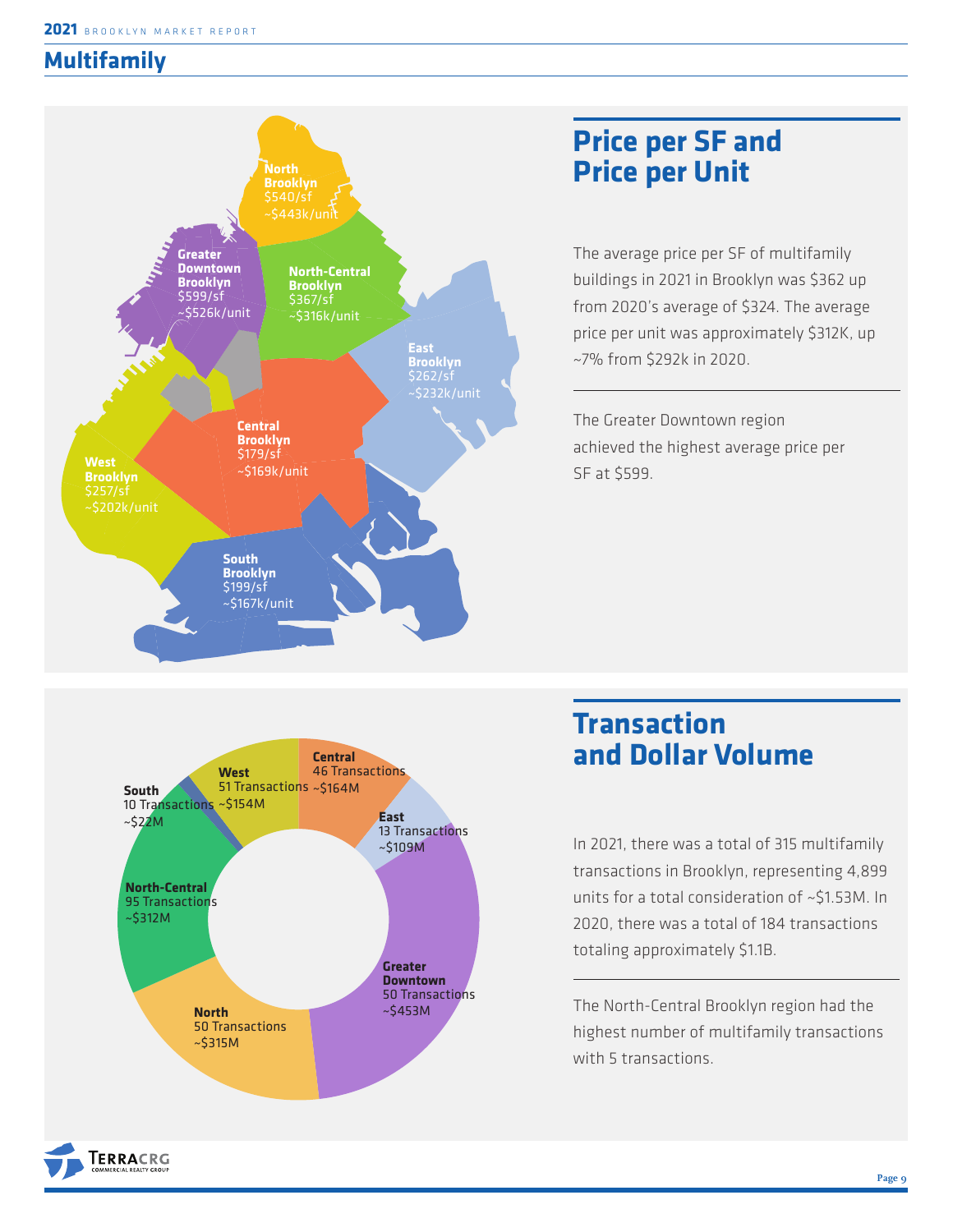## Multifamily

North Brooklyn
$540/sf
~$443k/unit

Greater Downtown Brooklyn
$599/sf
~$526k/unit

North-Central Brooklyn
$367/sf
~$316k/unit

East Brooklyn
$262/sf
~$232k/unit

Central Brooklyn
$179/sf
~$169k/unit

West Brooklyn
$257/sf
~$202k/unit

South Brooklyn
$199/sf
~$167k/unit

### Price per SF and Price per Unit

The average price per SF of multifamily buildings in 2021 in Brooklyn was $362 up from 2020's average of $324. The average price per unit was approximately $312K, up ~7% from $292k in 2020.

The Greater Downtown region achieved the highest average price per SF at $599.

**West**
51 Transactions ~$154M

**Central**
46 Transactions
~$164M

**South**
10 Transactions
~$22M

**East**
13 Transactions
~$109M

**North-Central**
95 Transactions
~$312M

**Greater Downtown**
50 Transactions
~$453M

**North**
50 Transactions
~$315M

### Transaction and Dollar Volume

In 2021, there was a total of 315 multifamily transactions in Brooklyn, representing 4,899 units for a total consideration of ~$1.53M. In 2020, there was a total of 184 transactions totaling approximately $1.1B.

The North-Central Brooklyn region had the highest number of multifamily transactions with 5 transactions.